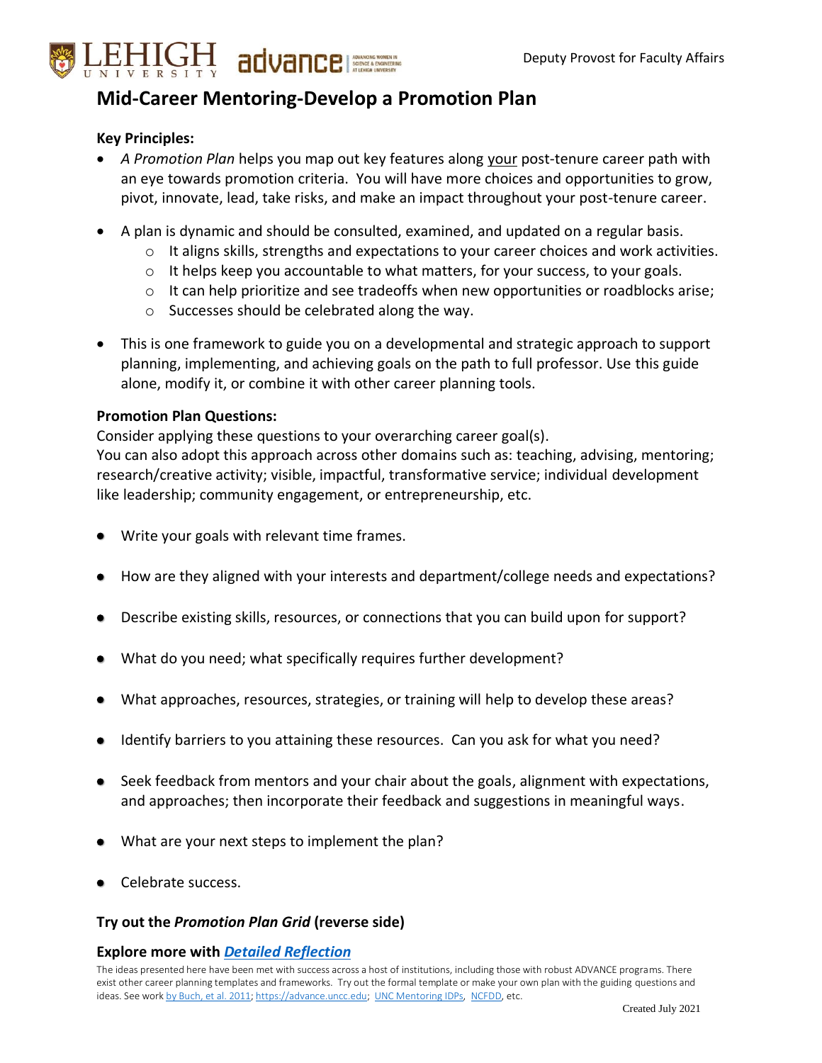Deputy Provost for Faculty Affairs

# Mid-Career Mentoring-Develop a Promotion Plan

**Key Principles:**

- *A Promotion Plan* helps you map out key features along your post-tenure career path with an eye towards promotion criteria. You will have more choices and opportunities to grow, pivot, innovate, lead, take risks, and make an impact throughout your post-tenure career.
- A plan is dynamic and should be consulted, examined, and updated on a regular basis.
  - It aligns skills, strengths and expectations to your career choices and work activities.
  - It helps keep you accountable to what matters, for your success, to your goals.
  - It can help prioritize and see tradeoffs when new opportunities or roadblocks arise;
  - Successes should be celebrated along the way.
- This is one framework to guide you on a developmental and strategic approach to support planning, implementing, and achieving goals on the path to full professor. Use this guide alone, modify it, or combine it with other career planning tools.

**Promotion Plan Questions:**

Consider applying these questions to your overarching career goal(s).
You can also adopt this approach across other domains such as: teaching, advising, mentoring; research/creative activity; visible, impactful, transformative service; individual development like leadership; community engagement, or entrepreneurship, etc.

- Write your goals with relevant time frames.
- How are they aligned with your interests and department/college needs and expectations?
- Describe existing skills, resources, or connections that you can build upon for support?
- What do you need; what specifically requires further development?
- What approaches, resources, strategies, or training will help to develop these areas?
- Identify barriers to you attaining these resources. Can you ask for what you need?
- Seek feedback from mentors and your chair about the goals, alignment with expectations, and approaches; then incorporate their feedback and suggestions in meaningful ways.
- What are your next steps to implement the plan?
- Celebrate success.

**Try out the *Promotion Plan Grid* (reverse side)**

**Explore more with *Detailed Reflection***

The ideas presented here have been met with success across a host of institutions, including those with robust ADVANCE programs. There exist other career planning templates and frameworks. Try out the formal template or make your own plan with the guiding questions and ideas. See work by Buch, et al. 2011; https://advance.uncc.edu; UNC Mentoring IDPs, NCFDD, etc.

Created July 2021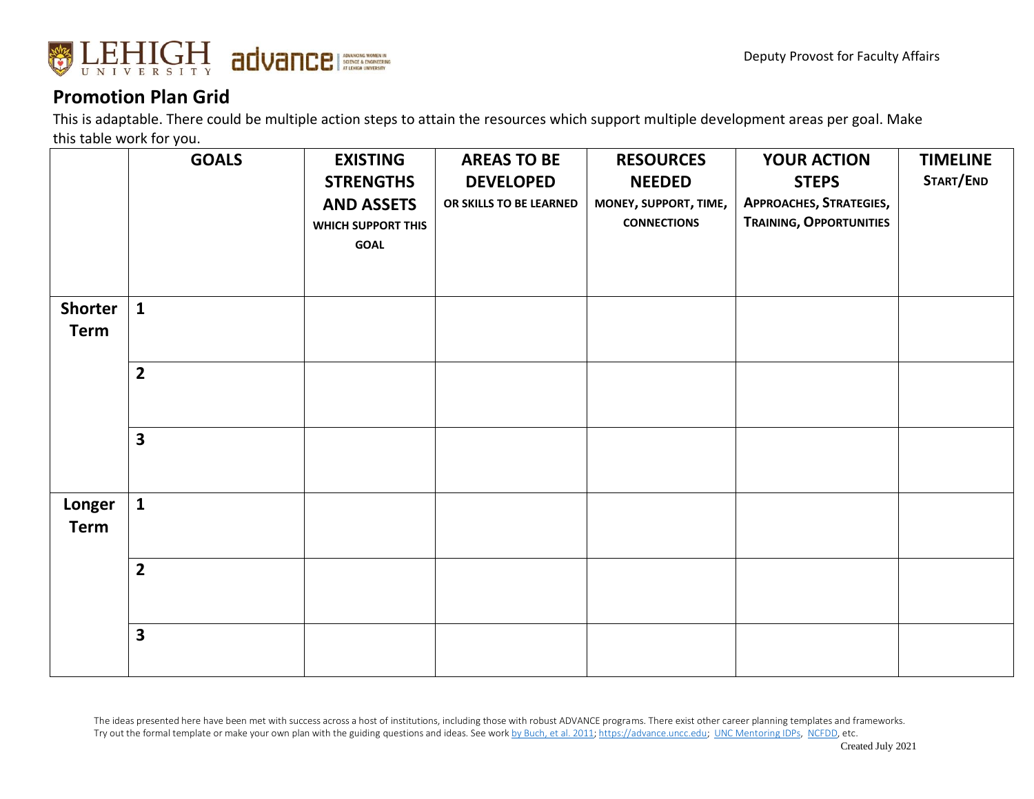## Promotion Plan Grid

This is adaptable. There could be multiple action steps to attain the resources which support multiple development areas per goal. Make this table work for you.

| | GOALS | EXISTING STRENGTHS AND ASSETS WHICH SUPPORT THIS GOAL | AREAS TO BE DEVELOPED OR SKILLS TO BE LEARNED | RESOURCES NEEDED MONEY, SUPPORT, TIME, CONNECTIONS | YOUR ACTION STEPS APPROACHES, STRATEGIES, TRAINING, OPPORTUNITIES | TIMELINE START/END |
|---|---|---|---|---|---|---|
| **Shorter Term** | **1** | | | | | |
| | **2** | | | | | |
| | **3** | | | | | |
| **Longer Term** | **1** | | | | | |
| | **2** | | | | | |
| | **3** | | | | | |

The ideas presented here have been met with success across a host of institutions, including those with robust ADVANCE programs. There exist other career planning templates and frameworks. Try out the formal template or make your own plan with the guiding questions and ideas. See work by Buch, et al. 2011; https://advance.uncc.edu; UNC Mentoring IDPs, NCFDD, etc.

Created July 2021